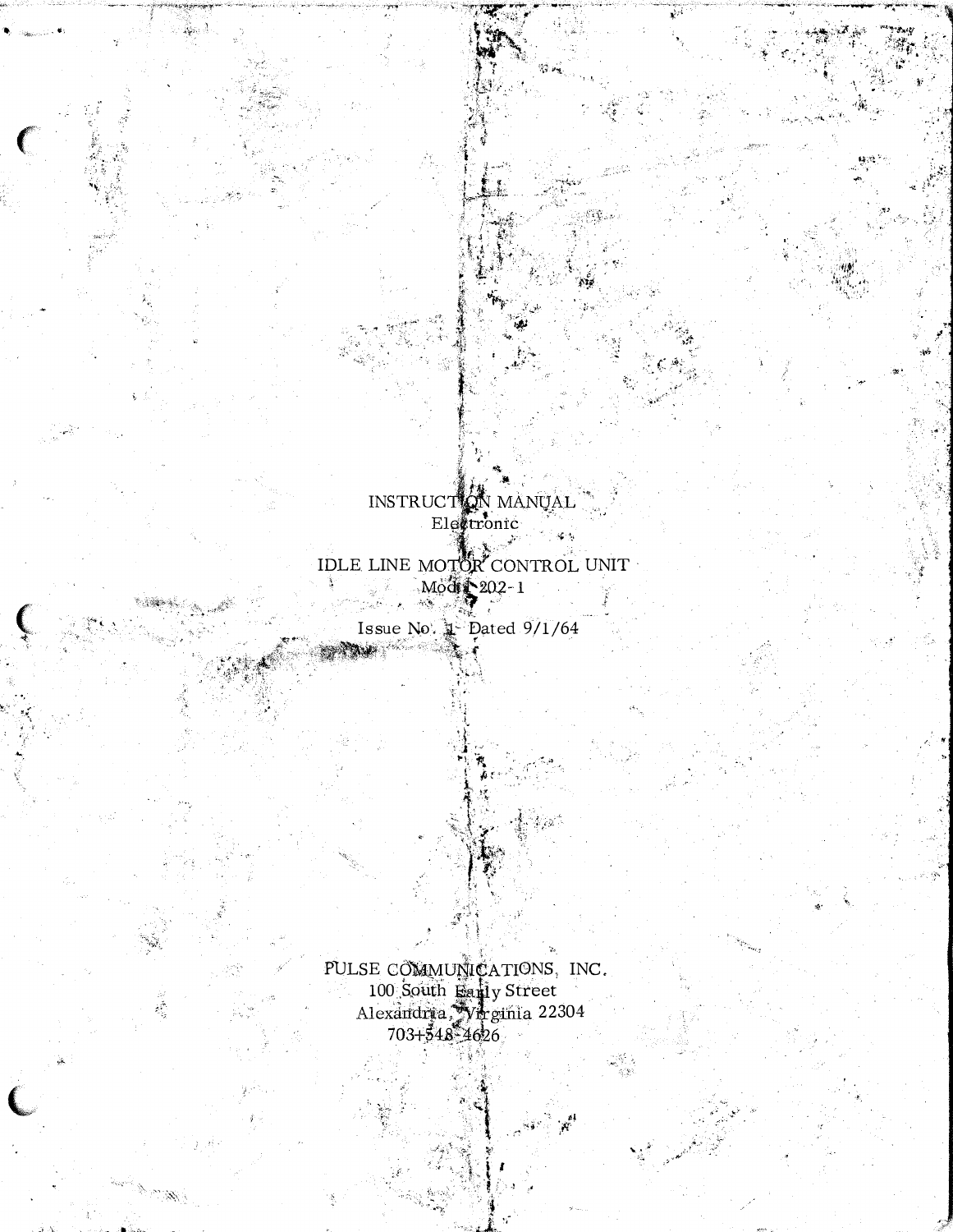INSTRUCTION MANUAL
Electronic

IDLE LINE MOTOR CONTROL UNIT
Model 202-1

Issue No. 1 Dated 9/1/64

PULSE COMMUNICATIONS, INC.
100 South Early Street
Alexandria, Virginia 22304
703+548-4626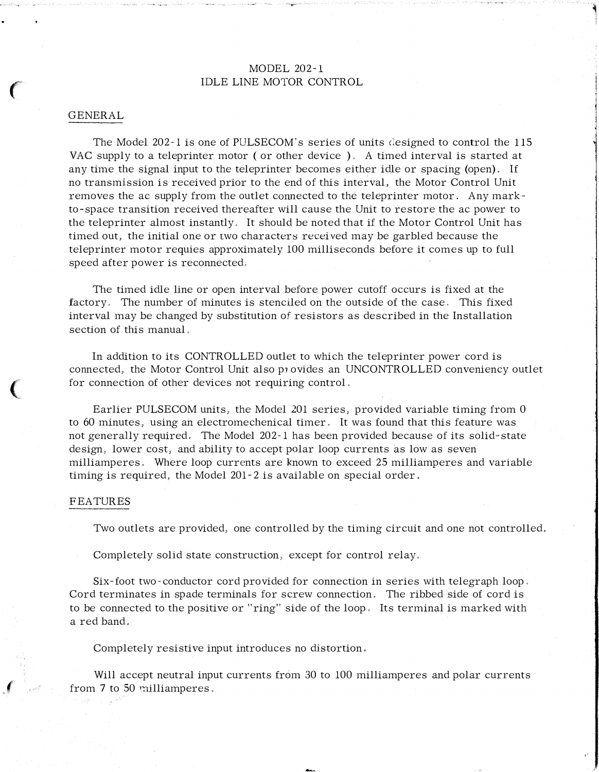# MODEL 202-1
# IDLE LINE MOTOR CONTROL

## GENERAL

The Model 202-1 is one of PULSECOM's series of units designed to control the 115 VAC supply to a teleprinter motor ( or other device ). A timed interval is started at any time the signal input to the teleprinter becomes either idle or spacing (open). If no transmission is received prior to the end of this interval, the Motor Control Unit removes the ac supply from the outlet connected to the teleprinter motor. Any mark-to-space transition received thereafter will cause the Unit to restore the ac power to the teleprinter almost instantly. It should be noted that if the Motor Control Unit has timed out, the initial one or two characters received may be garbled because the teleprinter motor requies approximately 100 milliseconds before it comes up to full speed after power is reconnected.

The timed idle line or open interval before power cutoff occurs is fixed at the factory. The number of minutes is stenciled on the outside of the case. This fixed interval may be changed by substitution of resistors as described in the Installation section of this manual.

In addition to its CONTROLLED outlet to which the teleprinter power cord is connected, the Motor Control Unit also provides an UNCONTROLLED conveniency outlet for connection of other devices not requiring control.

Earlier PULSECOM units, the Model 201 series, provided variable timing from 0 to 60 minutes, using an electromechenical timer. It was found that this feature was not generally required. The Model 202-1 has been provided because of its solid-state design, lower cost, and ability to accept polar loop currents as low as seven milliamperes. Where loop currents are known to exceed 25 milliamperes and variable timing is required, the Model 201-2 is available on special order.

## FEATURES

Two outlets are provided, one controlled by the timing circuit and one not controlled.

Completely solid state construction, except for control relay.

Six-foot two-conductor cord provided for connection in series with telegraph loop. Cord terminates in spade terminals for screw connection. The ribbed side of cord is to be connected to the positive or "ring" side of the loop. Its terminal is marked with a red band.

Completely resistive input introduces no distortion.

Will accept neutral input currents from 30 to 100 milliamperes and polar currents from 7 to 50 milliamperes.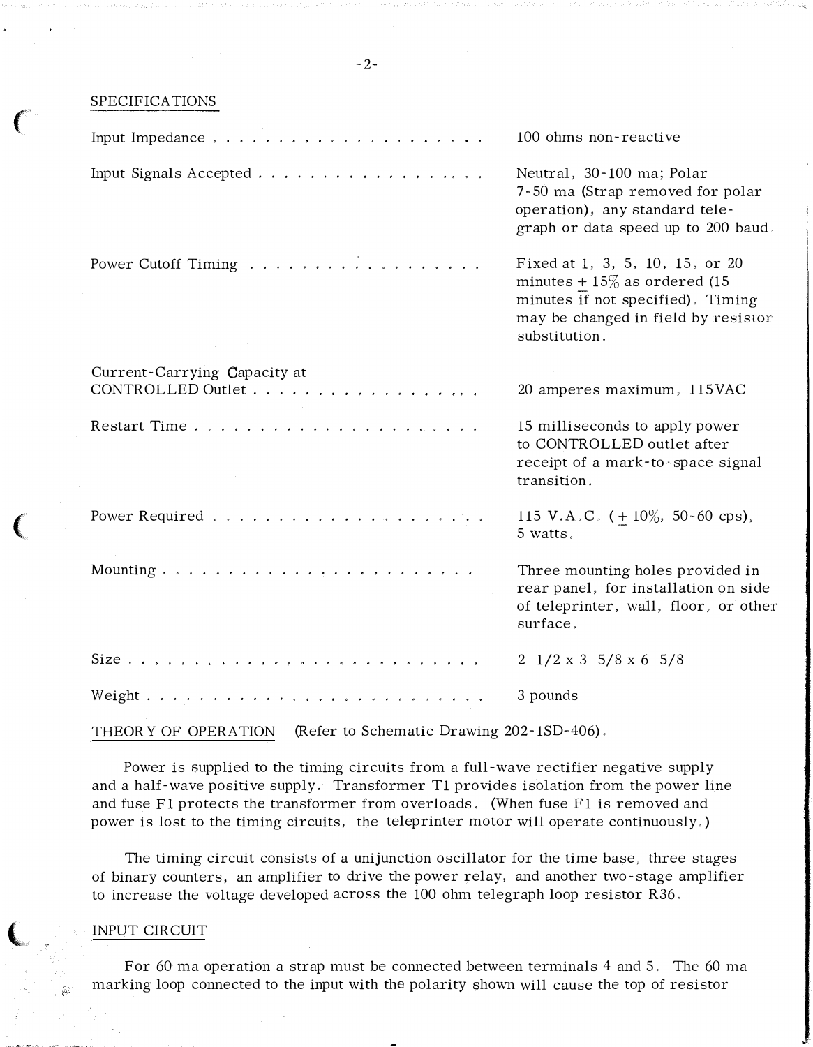## SPECIFICATIONS

| | |
|---|---|
| Input Impedance | 100 ohms non-reactive |
| Input Signals Accepted | Neutral, 30-100 ma; Polar 7-50 ma (Strap removed for polar operation), any standard telegraph or data speed up to 200 baud. |
| Power Cutoff Timing | Fixed at 1, 3, 5, 10, 15, or 20 minutes ± 15% as ordered (15 minutes if not specified). Timing may be changed in field by resistor substitution. |
| Current-Carrying Capacity at CONTROLLED Outlet | 20 amperes maximum, 115VAC |
| Restart Time | 15 milliseconds to apply power to CONTROLLED outlet after receipt of a mark-to-space signal transition. |
| Power Required | 115 V.A.C. (± 10%, 50-60 cps), 5 watts. |
| Mounting | Three mounting holes provided in rear panel, for installation on side of teleprinter, wall, floor, or other surface. |
| Size | 2 1/2 x 3 5/8 x 6 5/8 |
| Weight | 3 pounds |

## THEORY OF OPERATION (Refer to Schematic Drawing 202-1SD-406).

Power is supplied to the timing circuits from a full-wave rectifier negative supply and a half-wave positive supply. Transformer T1 provides isolation from the power line and fuse F1 protects the transformer from overloads. (When fuse F1 is removed and power is lost to the timing circuits, the teleprinter motor will operate continuously.)

The timing circuit consists of a unijunction oscillator for the time base, three stages of binary counters, an amplifier to drive the power relay, and another two-stage amplifier to increase the voltage developed across the 100 ohm telegraph loop resistor R36.

## INPUT CIRCUIT

For 60 ma operation a strap must be connected between terminals 4 and 5. The 60 ma marking loop connected to the input with the polarity shown will cause the top of resistor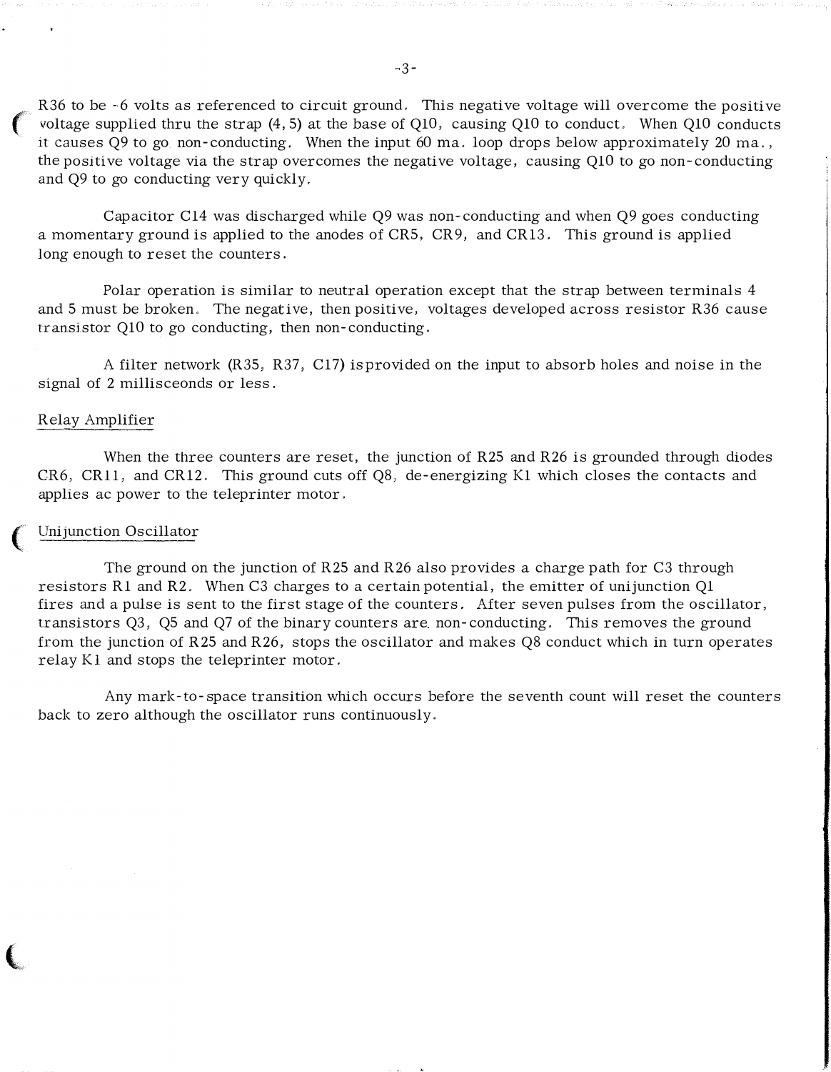R36 to be -6 volts as referenced to circuit ground. This negative voltage will overcome the positive voltage supplied thru the strap (4, 5) at the base of Q10, causing Q10 to conduct. When Q10 conducts it causes Q9 to go non-conducting. When the input 60 ma. loop drops below approximately 20 ma., the positive voltage via the strap overcomes the negative voltage, causing Q10 to go non-conducting and Q9 to go conducting very quickly.

Capacitor C14 was discharged while Q9 was non-conducting and when Q9 goes conducting a momentary ground is applied to the anodes of CR5, CR9, and CR13. This ground is applied long enough to reset the counters.

Polar operation is similar to neutral operation except that the strap between terminals 4 and 5 must be broken. The negative, then positive, voltages developed across resistor R36 cause transistor Q10 to go conducting, then non-conducting.

A filter network (R35, R37, C17) isprovided on the input to absorb holes and noise in the signal of 2 millisceonds or less.

Relay Amplifier

When the three counters are reset, the junction of R25 and R26 is grounded through diodes CR6, CR11, and CR12. This ground cuts off Q8, de-energizing K1 which closes the contacts and applies ac power to the teleprinter motor.

Unijunction Oscillator

The ground on the junction of R25 and R26 also provides a charge path for C3 through resistors R1 and R2. When C3 charges to a certain potential, the emitter of unijunction Q1 fires and a pulse is sent to the first stage of the counters. After seven pulses from the oscillator, transistors Q3, Q5 and Q7 of the binary counters are. non-conducting. This removes the ground from the junction of R25 and R26, stops the oscillator and makes Q8 conduct which in turn operates relay K1 and stops the teleprinter motor.

Any mark-to-space transition which occurs before the seventh count will reset the counters back to zero although the oscillator runs continuously.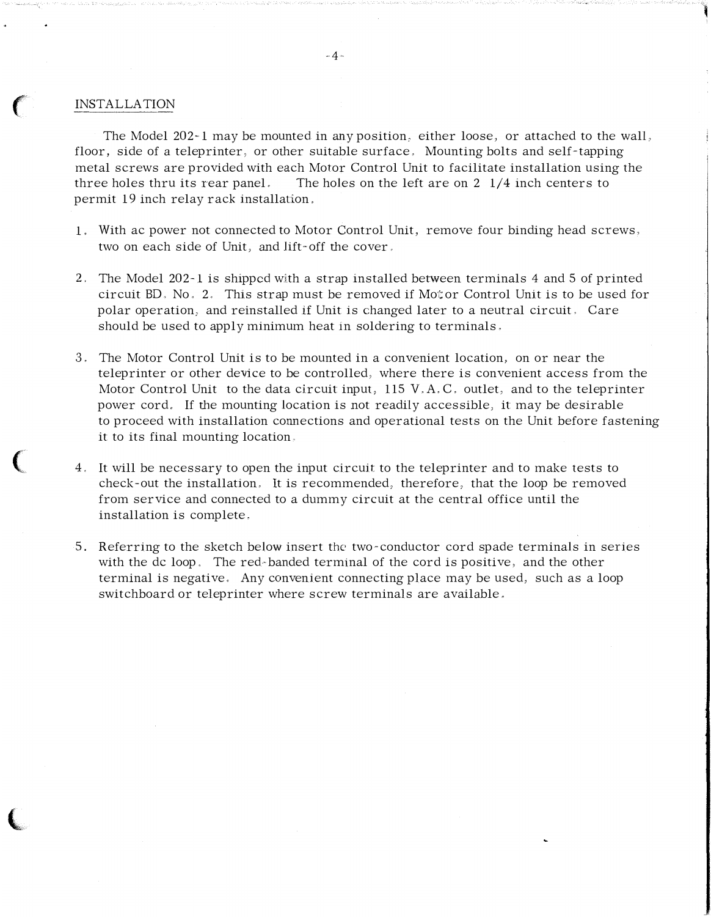## INSTALLATION

The Model 202-1 may be mounted in any position, either loose, or attached to the wall, floor, side of a teleprinter, or other suitable surface. Mounting bolts and self-tapping metal screws are provided with each Motor Control Unit to facilitate installation using the three holes thru its rear panel. The holes on the left are on 2 1/4 inch centers to permit 19 inch relay rack installation.

1. With ac power not connected to Motor Control Unit, remove four binding head screws, two on each side of Unit, and lift-off the cover.
2. The Model 202-1 is shipped with a strap installed between terminals 4 and 5 of printed circuit BD. No. 2. This strap must be removed if Motor Control Unit is to be used for polar operation, and reinstalled if Unit is changed later to a neutral circuit. Care should be used to apply minimum heat in soldering to terminals.
3. The Motor Control Unit is to be mounted in a convenient location, on or near the teleprinter or other device to be controlled, where there is convenient access from the Motor Control Unit to the data circuit input, 115 V.A.C. outlet, and to the teleprinter power cord. If the mounting location is not readily accessible, it may be desirable to proceed with installation connections and operational tests on the Unit before fastening it to its final mounting location.
4. It will be necessary to open the input circuit to the teleprinter and to make tests to check-out the installation. It is recommended, therefore, that the loop be removed from service and connected to a dummy circuit at the central office until the installation is complete.
5. Referring to the sketch below insert the two-conductor cord spade terminals in series with the dc loop. The red-banded terminal of the cord is positive, and the other terminal is negative. Any convenient connecting place may be used, such as a loop switchboard or teleprinter where screw terminals are available.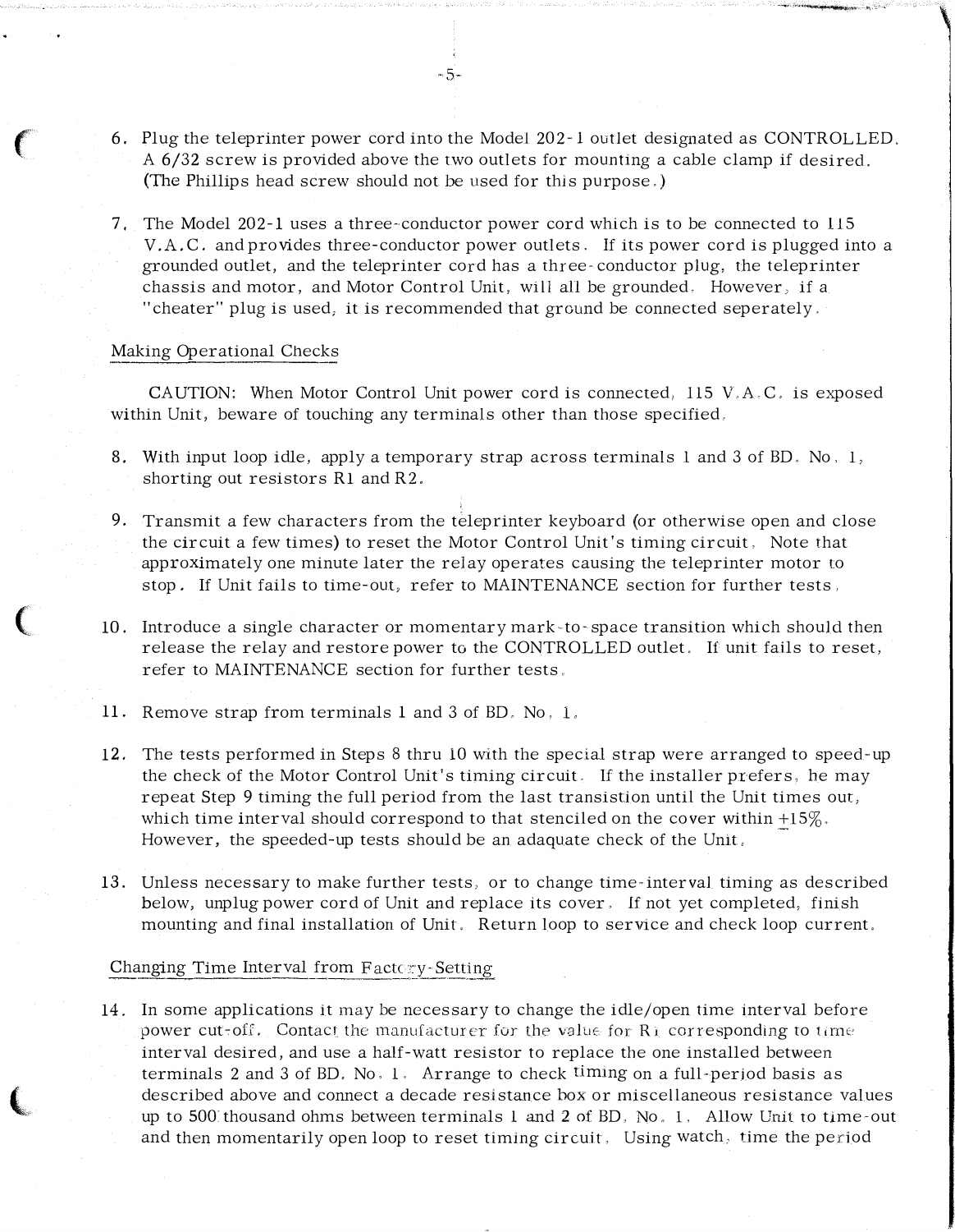6. Plug the teleprinter power cord into the Model 202-1 outlet designated as CONTROLLED. A 6/32 screw is provided above the two outlets for mounting a cable clamp if desired. (The Phillips head screw should not be used for this purpose.)

7. The Model 202-1 uses a three-conductor power cord which is to be connected to 115 V.A.C. and provides three-conductor power outlets. If its power cord is plugged into a grounded outlet, and the teleprinter cord has a three-conductor plug, the teleprinter chassis and motor, and Motor Control Unit, will all be grounded. However, if a "cheater" plug is used, it is recommended that ground be connected seperately.

## Making Operational Checks

CAUTION: When Motor Control Unit power cord is connected, 115 V.A.C. is exposed within Unit, beware of touching any terminals other than those specified.

8. With input loop idle, apply a temporary strap across terminals 1 and 3 of BD. No. 1, shorting out resistors R1 and R2.

9. Transmit a few characters from the teleprinter keyboard (or otherwise open and close the circuit a few times) to reset the Motor Control Unit's timing circuit. Note that approximately one minute later the relay operates causing the teleprinter motor to stop. If Unit fails to time-out, refer to MAINTENANCE section for further tests.

10. Introduce a single character or momentary mark-to-space transition which should then release the relay and restore power to the CONTROLLED outlet. If unit fails to reset, refer to MAINTENANCE section for further tests.

11. Remove strap from terminals 1 and 3 of BD. No. 1.

12. The tests performed in Steps 8 thru 10 with the special strap were arranged to speed-up the check of the Motor Control Unit's timing circuit. If the installer prefers, he may repeat Step 9 timing the full period from the last transistion until the Unit times out, which time interval should correspond to that stenciled on the cover within ±15%. However, the speeded-up tests should be an adaquate check of the Unit.

13. Unless necessary to make further tests, or to change time-interval timing as described below, unplug power cord of Unit and replace its cover. If not yet completed, finish mounting and final installation of Unit. Return loop to service and check loop current.

## Changing Time Interval from Factory-Setting

14. In some applications it may be necessary to change the idle/open time interval before power cut-off. Contact the manufacturer for the value for R1 corresponding to time interval desired, and use a half-watt resistor to replace the one installed between terminals 2 and 3 of BD. No. 1. Arrange to check timing on a full-period basis as described above and connect a decade resistance box or miscellaneous resistance values up to 500 thousand ohms between terminals 1 and 2 of BD. No. 1. Allow Unit to time-out and then momentarily open loop to reset timing circuit. Using watch, time the period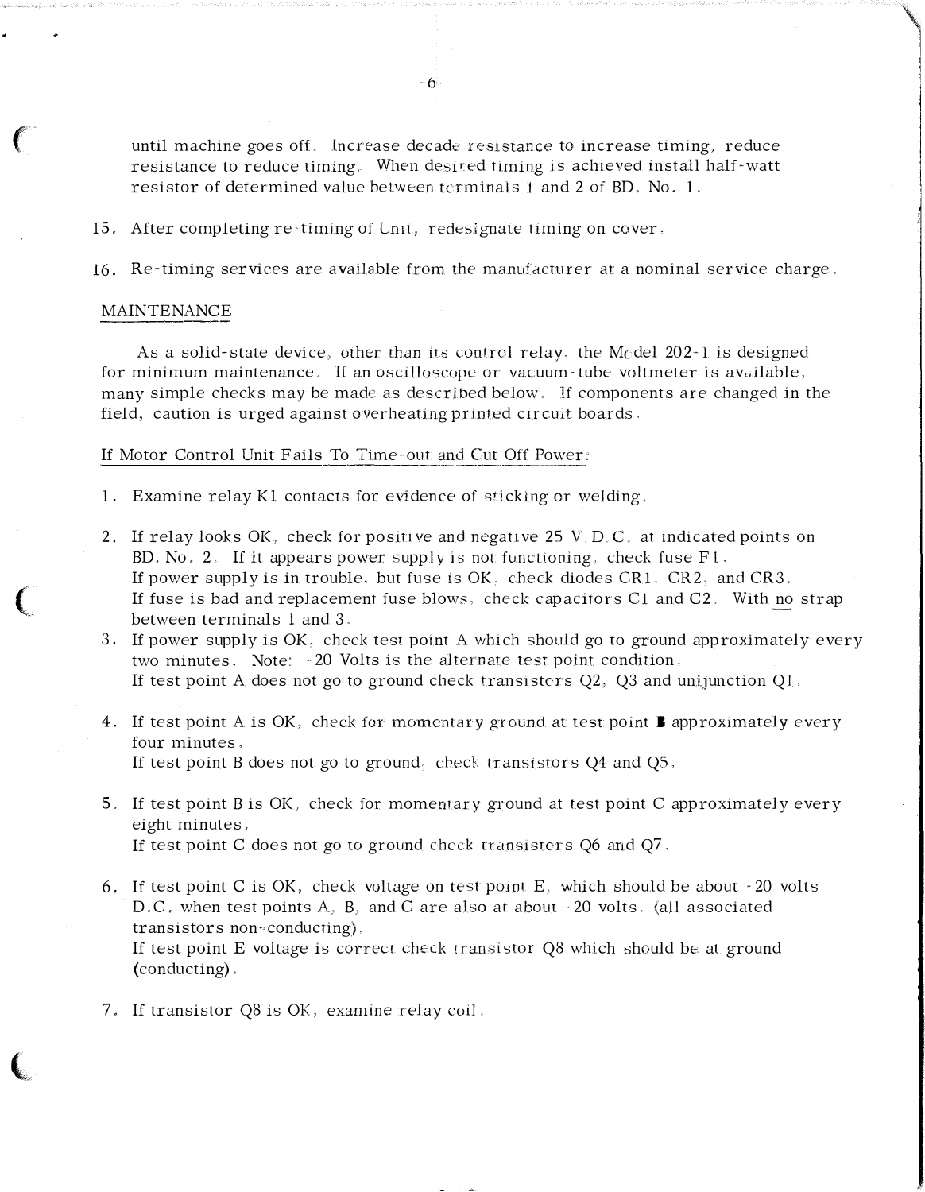until machine goes off. Increase decade resistance to increase timing, reduce resistance to reduce timing. When desired timing is achieved install half-watt resistor of determined value between terminals 1 and 2 of BD. No. 1.

15. After completing re-timing of Unit, redesignate timing on cover.

16. Re-timing services are available from the manufacturer at a nominal service charge.

## MAINTENANCE

As a solid-state device, other than its control relay, the Model 202-1 is designed for minimum maintenance. If an oscilloscope or vacuum-tube voltmeter is available, many simple checks may be made as described below. If components are changed in the field, caution is urged against overheating printed circuit boards.

### If Motor Control Unit Fails To Time-out and Cut Off Power:

1. Examine relay K1 contacts for evidence of sticking or welding.

2. If relay looks OK, check for positive and negative 25 V.D.C. at indicated points on BD. No. 2. If it appears power supply is not functioning, check fuse F1.
   If power supply is in trouble, but fuse is OK, check diodes CR1, CR2, and CR3.
   If fuse is bad and replacement fuse blows, check capacitors C1 and C2. With no strap between terminals 1 and 3.

3. If power supply is OK, check test point A which should go to ground approximately every two minutes. Note: -20 Volts is the alternate test point condition.
   If test point A does not go to ground check transistors Q2, Q3 and unijunction Q1.

4. If test point A is OK, check for momentary ground at test point B approximately every four minutes.
   If test point B does not go to ground, check transistors Q4 and Q5.

5. If test point B is OK, check for momentary ground at test point C approximately every eight minutes.
   If test point C does not go to ground check transistors Q6 and Q7.

6. If test point C is OK, check voltage on test point E, which should be about -20 volts D.C. when test points A, B, and C are also at about -20 volts. (all associated transistors non-conducting).
   If test point E voltage is correct check transistor Q8 which should be at ground (conducting).

7. If transistor Q8 is OK, examine relay coil.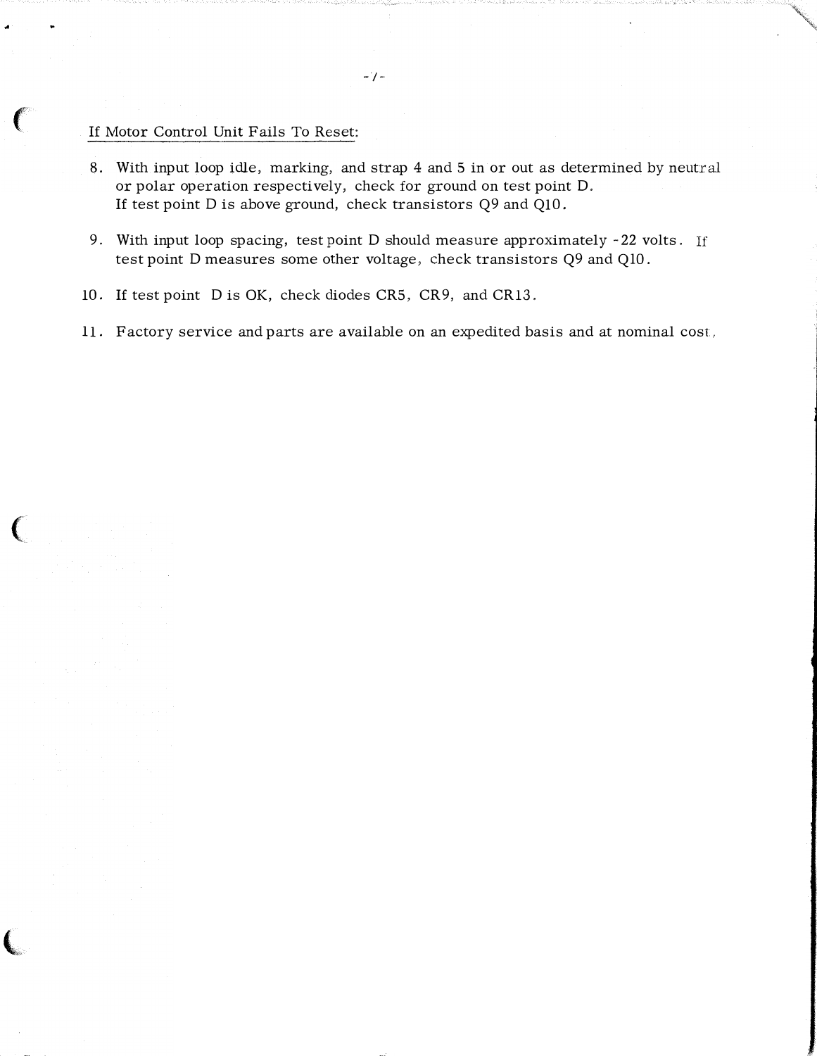If Motor Control Unit Fails To Reset:

8. With input loop idle, marking, and strap 4 and 5 in or out as determined by neutral or polar operation respectively, check for ground on test point D. If test point D is above ground, check transistors Q9 and Q10.

9. With input loop spacing, test point D should measure approximately -22 volts. If test point D measures some other voltage, check transistors Q9 and Q10.

10. If test point D is OK, check diodes CR5, CR9, and CR13.

11. Factory service and parts are available on an expedited basis and at nominal cost.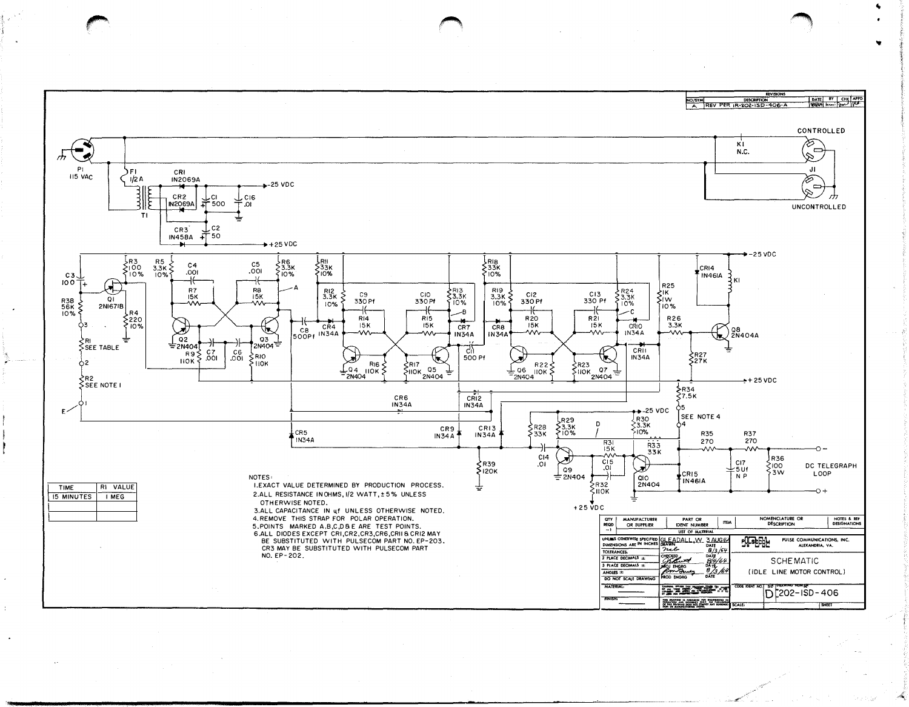| REVISIONS | | | | | |
|---|---|---|---|---|---|
| NO/SYM | DESCRIPTION | DATE | BY | CHK | APPD |
| A | REV PER IR-202-ISD-406-A | | | | |

| TIME | R1 VALUE |
|---|---|
| 15 MINUTES | 1 MEG |
| | |
| | |

NOTES:

1. EXACT VALUE DETERMINED BY PRODUCTION PROCESS.
2. ALL RESISTANCE IN OHMS, 1/2 WATT, ±5% UNLESS OTHERWISE NOTED.
3. ALL CAPACITANCE IN uf UNLESS OTHERWISE NOTED.
4. REMOVE THIS STRAP FOR POLAR OPERATION.
5. POINTS MARKED A,B,C,D & E ARE TEST POINTS.
6. ALL DIODES EXCEPT CR1,CR2,CR3,CR6,CR11 & CR12 MAY BE SUBSTITUTED WITH PULSECOM PART NO. EP-203. CR3 MAY BE SUBSTITUTED WITH PULSECOM PART NO. EP-202.

| QTY REQD | MANUFACTURER OR SUPPLIER | PART OR IDENT NUMBER | ITEM | NOMENCLATURE OR DESCRIPTION | NOTES & REF DESIGNATIONS |
|---|---|---|---|---|---|
| -1 | | LIST OF MATERIAL | | | |

UNLESS OTHERWISE SPECIFIED DIMENSIONS ARE IN INCHES

TOLERANCES: 2 PLACE DECIMALS ± 3 PLACE DECIMALS ± ANGLES ±

DO NOT SCALE DRAWING

DRAWN GLEADALL, W. 3 AUG 64 — DATE 8/3/64

CHECKED — DATE 8/4/64

PROJ ENGRG — DATE 8/3/64

PROD ENGRG — DATE

PULSECOM — PULSE COMMUNICATIONS, INC. ALEXANDRIA, VA.

SCHEMATIC (IDLE LINE MOTOR CONTROL)

CODE IDENT NO. — SIZE D — DRAWING NUMBER 202-ISD-406

SCALE: — SHEET

P1 115 VAC · F1 1/2 A · T1 · CR1 IN2069A · CR2 IN2069A · CR3 IN458A · C1 500 · C16 .01 · C2 50 · -25 VDC · +25 VDC

K1 N.C. · J1 · CONTROLLED · UNCONTROLLED

C3 100 · R38 56K 10% · R3 100 10% · Q1 2N1671B · R4 220 10% · R1 SEE TABLE · R2 SEE NOTE 1 · E

R5 3.3K 10% · C4 .001 · R7 15K · C5 .001 · R8 15K · R6 3.3K 10% · A · Q2 2N404 · Q3 2N404 · R9 110K · C7 .001 · C6 .001 · R10 110K

C8 500Pf · CR4 IN34A · R11 33K 10% · R12 3.3K 10% · C9 330 Pf · R14 15K · C10 330 Pf · R15 15K · R13 3.3K 10% · B · CR7 IN34A · Q4 2N404 · R16 110K · R17 110K · Q5 2N404 · C11 500 Pf

CR8 IN34A · R18 33K 10% · R19 3.3K 10% · C12 330 Pf · R20 15K · C13 330 Pf · R21 15K · R24 3.3K 10% · C · CR10 IN34A · Q6 2N404 · R22 110K · R23 110K · Q7 2N404 · CR11 IN34A

R25 1K 1W 10% · R26 3.3K · R27 27K · CR14 IN461A · K1 · Q8 2N404A

CR6 IN34A · CR12 IN34A · CR5 IN34A · CR9 IN34A · CR13 IN34A · R39 120K

R34 7.5K · SEE NOTE 4 · R28 33K · R29 3.3K 10% · D · R30 3.3K 10% · C14 .01 · Q9 2N404 · R31 15K · R33 33K · C15 .01 · R32 110K · Q10 2N404 · R35 270 · R37 270 · C17 5 Uf NP · CR15 IN461A · R36 100 3W · DC TELEGRAPH LOOP